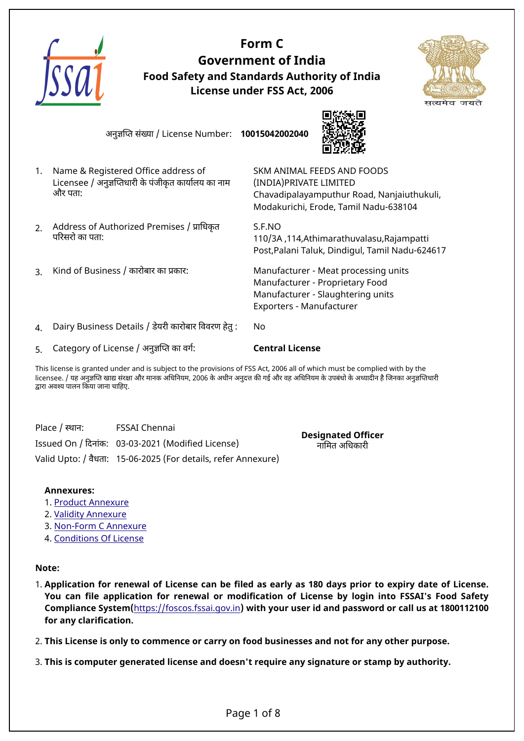# Form C
## Government of India
### Food Safety and Standards Authority of India
### License under FSS Act, 2006

अनुज्ञप्ति संख्या / License Number: **10015042002040**

1. Name & Registered Office address of Licensee / अनुज्ञप्तिधारी के पंजीकृत कार्यालय का नाम और पता: SKM ANIMAL FEEDS AND FOODS (INDIA)PRIVATE LIMITED Chavadipalayamputhur Road, Nanjaiuthukuli, Modakurichi, Erode, Tamil Nadu-638104

2. Address of Authorized Premises / प्राधिकृत परिसरो का पता: S.F.NO 110/3A ,114,Athimarathuvalasu,Rajampatti Post,Palani Taluk, Dindigul, Tamil Nadu-624617

3. Kind of Business / कारोबार का प्रकार: Manufacturer - Meat processing units
   Manufacturer - Proprietary Food
   Manufacturer - Slaughtering units
   Exporters - Manufacturer

4. Dairy Business Details / डेयरी कारोबार विवरण हेतु : No

5. Category of License / अनुज्ञप्ति का वर्ग: **Central License**

This license is granted under and is subject to the provisions of FSS Act, 2006 all of which must be complied with by the licensee. / यह अनुज्ञप्ति खाद्य संरक्षा और मानक अधिनियम, 2006 के अधीन अनुदत्त की गई और वह अधिनियम के उपबंधो के अध्यादीन है जिनका अनुज्ञप्तिधारी द्वारा अवश्य पालन किया जाना चाहिए.

Place / स्थान: FSSAI Chennai
Issued On / दिनांक: 03-03-2021 (Modified License)
Valid Upto: / वैधता: 15-06-2025 (For details, refer Annexure)

**Designated Officer**
नामित अधिकारी

**Annexures:**
1. Product Annexure
2. Validity Annexure
3. Non-Form C Annexure
4. Conditions Of License

**Note:**

1. **Application for renewal of License can be filed as early as 180 days prior to expiry date of License. You can file application for renewal or modification of License by login into FSSAI's Food Safety Compliance System(**https://foscos.fssai.gov.in**) with your user id and password or call us at 1800112100 for any clarification.**
2. **This License is only to commence or carry on food businesses and not for any other purpose.**
3. **This is computer generated license and doesn't require any signature or stamp by authority.**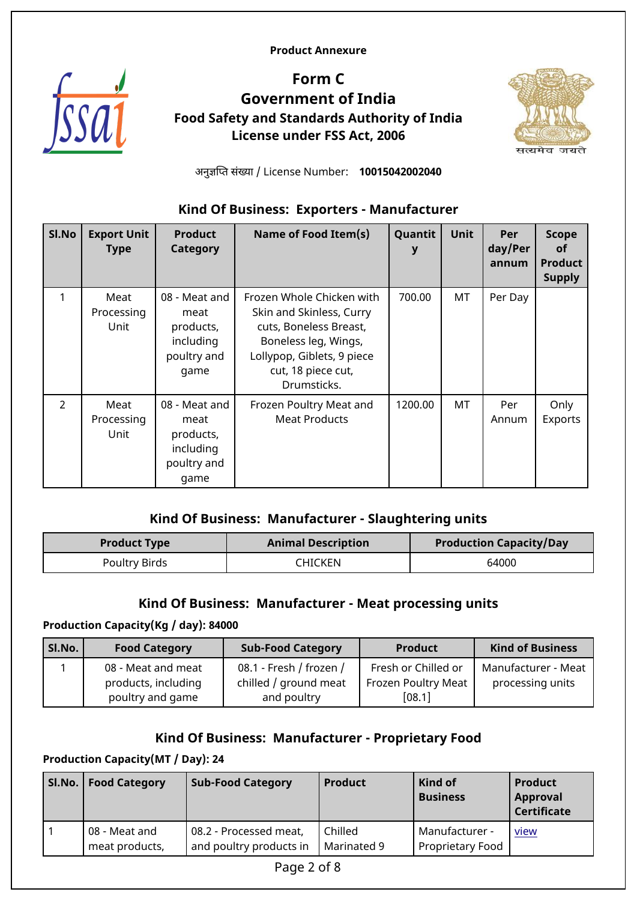Product Annexure

# Form C
## Government of India
### Food Safety and Standards Authority of India
### License under FSS Act, 2006

अनुज्ञप्ति संख्या / License Number: **10015042002040**

### Kind Of Business: Exporters - Manufacturer

| Sl.No | Export Unit Type | Product Category | Name of Food Item(s) | Quantity | Unit | Per day/Per annum | Scope of Product Supply |
|---|---|---|---|---|---|---|---|
| 1 | Meat Processing Unit | 08 - Meat and meat products, including poultry and game | Frozen Whole Chicken with Skin and Skinless, Curry cuts, Boneless Breast, Boneless leg, Wings, Lollypop, Giblets, 9 piece cut, 18 piece cut, Drumsticks. | 700.00 | MT | Per Day | |
| 2 | Meat Processing Unit | 08 - Meat and meat products, including poultry and game | Frozen Poultry Meat and Meat Products | 1200.00 | MT | Per Annum | Only Exports |

### Kind Of Business: Manufacturer - Slaughtering units

| Product Type | Animal Description | Production Capacity/Day |
|---|---|---|
| Poultry Birds | CHICKEN | 64000 |

### Kind Of Business: Manufacturer - Meat processing units

**Production Capacity(Kg / day): 84000**

| Sl.No. | Food Category | Sub-Food Category | Product | Kind of Business |
|---|---|---|---|---|
| 1 | 08 - Meat and meat products, including poultry and game | 08.1 - Fresh / frozen / chilled / ground meat and poultry | Fresh or Chilled or Frozen Poultry Meat [08.1] | Manufacturer - Meat processing units |

### Kind Of Business: Manufacturer - Proprietary Food

**Production Capacity(MT / Day): 24**

| Sl.No. | Food Category | Sub-Food Category | Product | Kind of Business | Product Approval Certificate |
|---|---|---|---|---|---|
| 1 | 08 - Meat and meat products, | 08.2 - Processed meat, and poultry products in | Chilled Marinated 9 | Manufacturer - Proprietary Food | view |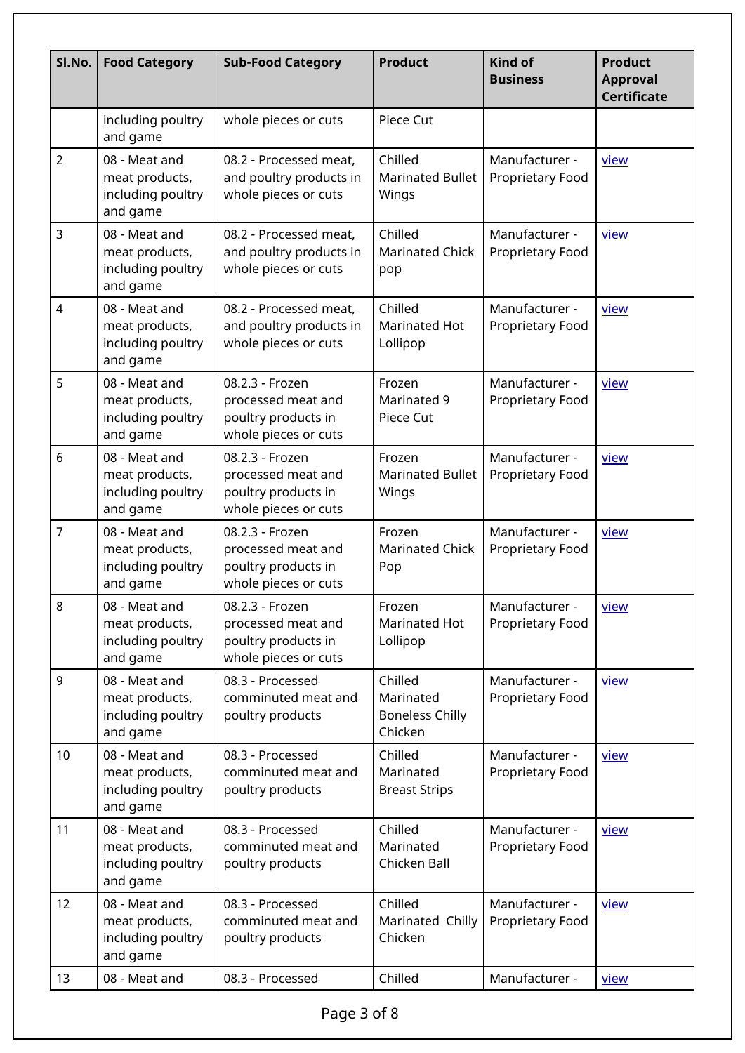| Sl.No. | Food Category | Sub-Food Category | Product | Kind of Business | Product Approval Certificate |
|---|---|---|---|---|---|
| | including poultry and game | whole pieces or cuts | Piece Cut | | |
| 2 | 08 - Meat and meat products, including poultry and game | 08.2 - Processed meat, and poultry products in whole pieces or cuts | Chilled Marinated Bullet Wings | Manufacturer - Proprietary Food | view |
| 3 | 08 - Meat and meat products, including poultry and game | 08.2 - Processed meat, and poultry products in whole pieces or cuts | Chilled Marinated Chick pop | Manufacturer - Proprietary Food | view |
| 4 | 08 - Meat and meat products, including poultry and game | 08.2 - Processed meat, and poultry products in whole pieces or cuts | Chilled Marinated Hot Lollipop | Manufacturer - Proprietary Food | view |
| 5 | 08 - Meat and meat products, including poultry and game | 08.2.3 - Frozen processed meat and poultry products in whole pieces or cuts | Frozen Marinated 9 Piece Cut | Manufacturer - Proprietary Food | view |
| 6 | 08 - Meat and meat products, including poultry and game | 08.2.3 - Frozen processed meat and poultry products in whole pieces or cuts | Frozen Marinated Bullet Wings | Manufacturer - Proprietary Food | view |
| 7 | 08 - Meat and meat products, including poultry and game | 08.2.3 - Frozen processed meat and poultry products in whole pieces or cuts | Frozen Marinated Chick Pop | Manufacturer - Proprietary Food | view |
| 8 | 08 - Meat and meat products, including poultry and game | 08.2.3 - Frozen processed meat and poultry products in whole pieces or cuts | Frozen Marinated Hot Lollipop | Manufacturer - Proprietary Food | view |
| 9 | 08 - Meat and meat products, including poultry and game | 08.3 - Processed comminuted meat and poultry products | Chilled Marinated Boneless Chilly Chicken | Manufacturer - Proprietary Food | view |
| 10 | 08 - Meat and meat products, including poultry and game | 08.3 - Processed comminuted meat and poultry products | Chilled Marinated Breast Strips | Manufacturer - Proprietary Food | view |
| 11 | 08 - Meat and meat products, including poultry and game | 08.3 - Processed comminuted meat and poultry products | Chilled Marinated Chicken Ball | Manufacturer - Proprietary Food | view |
| 12 | 08 - Meat and meat products, including poultry and game | 08.3 - Processed comminuted meat and poultry products | Chilled Marinated Chilly Chicken | Manufacturer - Proprietary Food | view |
| 13 | 08 - Meat and | 08.3 - Processed | Chilled | Manufacturer - | view |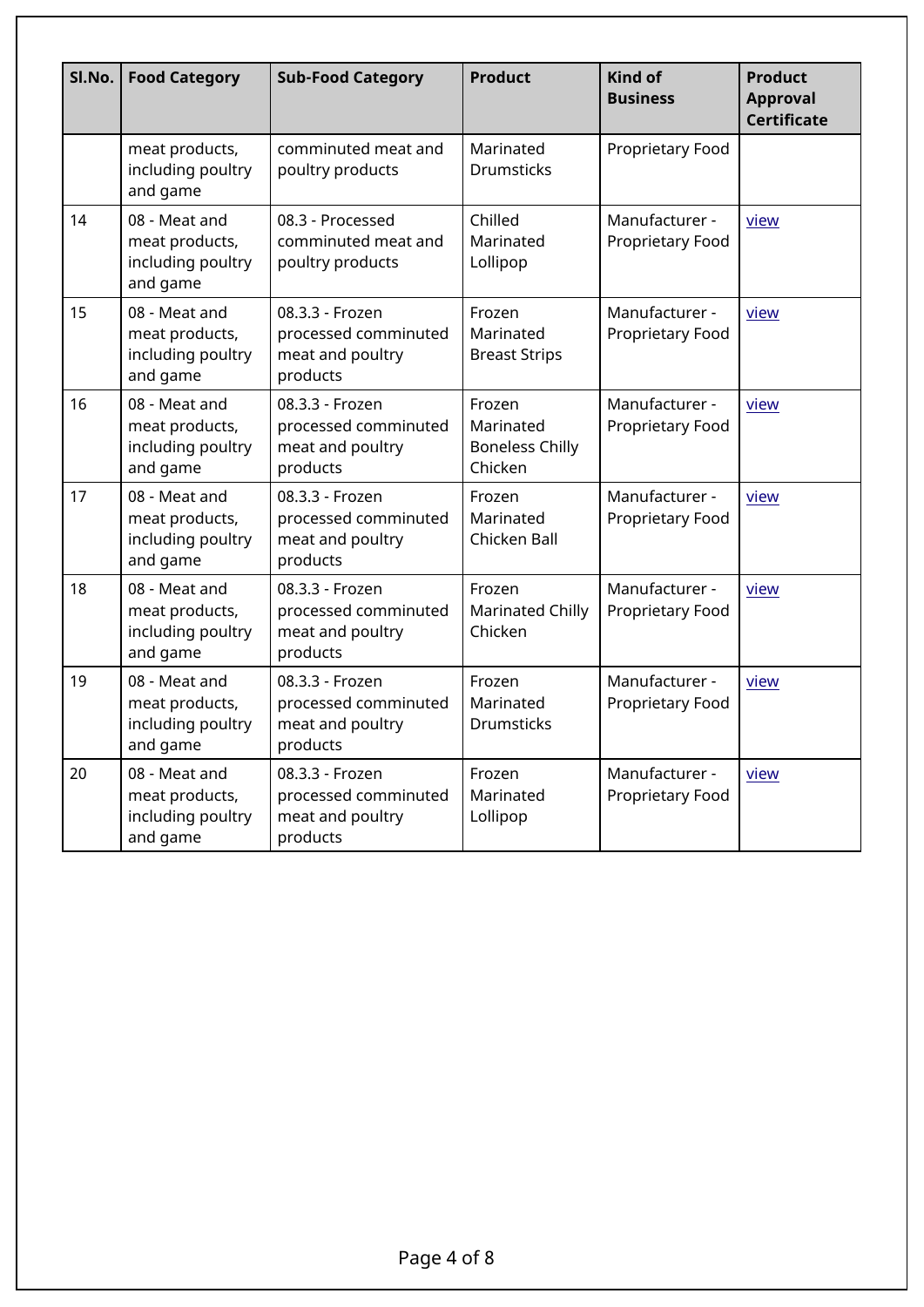| Sl.No. | Food Category | Sub-Food Category | Product | Kind of Business | Product Approval Certificate |
|---|---|---|---|---|---|
| | meat products, including poultry and game | comminuted meat and poultry products | Marinated Drumsticks | Proprietary Food | |
| 14 | 08 - Meat and meat products, including poultry and game | 08.3 - Processed comminuted meat and poultry products | Chilled Marinated Lollipop | Manufacturer - Proprietary Food | view |
| 15 | 08 - Meat and meat products, including poultry and game | 08.3.3 - Frozen processed comminuted meat and poultry products | Frozen Marinated Breast Strips | Manufacturer - Proprietary Food | view |
| 16 | 08 - Meat and meat products, including poultry and game | 08.3.3 - Frozen processed comminuted meat and poultry products | Frozen Marinated Boneless Chilly Chicken | Manufacturer - Proprietary Food | view |
| 17 | 08 - Meat and meat products, including poultry and game | 08.3.3 - Frozen processed comminuted meat and poultry products | Frozen Marinated Chicken Ball | Manufacturer - Proprietary Food | view |
| 18 | 08 - Meat and meat products, including poultry and game | 08.3.3 - Frozen processed comminuted meat and poultry products | Frozen Marinated Chilly Chicken | Manufacturer - Proprietary Food | view |
| 19 | 08 - Meat and meat products, including poultry and game | 08.3.3 - Frozen processed comminuted meat and poultry products | Frozen Marinated Drumsticks | Manufacturer - Proprietary Food | view |
| 20 | 08 - Meat and meat products, including poultry and game | 08.3.3 - Frozen processed comminuted meat and poultry products | Frozen Marinated Lollipop | Manufacturer - Proprietary Food | view |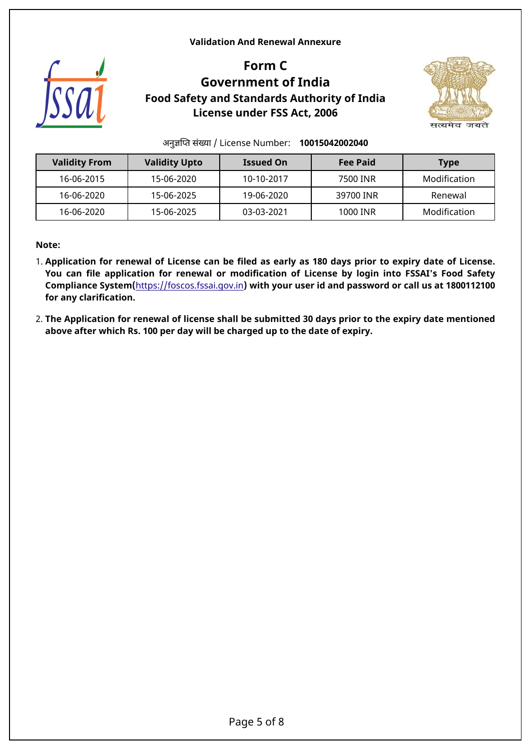**Validation And Renewal Annexure**

# Form C
## Government of India
### Food Safety and Standards Authority of India
### License under FSS Act, 2006

अनुज्ञप्ति संख्या / License Number: **10015042002040**

| Validity From | Validity Upto | Issued On | Fee Paid | Type |
|---|---|---|---|---|
| 16-06-2015 | 15-06-2020 | 10-10-2017 | 7500 INR | Modification |
| 16-06-2020 | 15-06-2025 | 19-06-2020 | 39700 INR | Renewal |
| 16-06-2020 | 15-06-2025 | 03-03-2021 | 1000 INR | Modification |

**Note:**

1. **Application for renewal of License can be filed as early as 180 days prior to expiry date of License. You can file application for renewal or modification of License by login into FSSAI's Food Safety Compliance System(**https://foscos.fssai.gov.in**) with your user id and password or call us at 1800112100 for any clarification.**
2. **The Application for renewal of license shall be submitted 30 days prior to the expiry date mentioned above after which Rs. 100 per day will be charged up to the date of expiry.**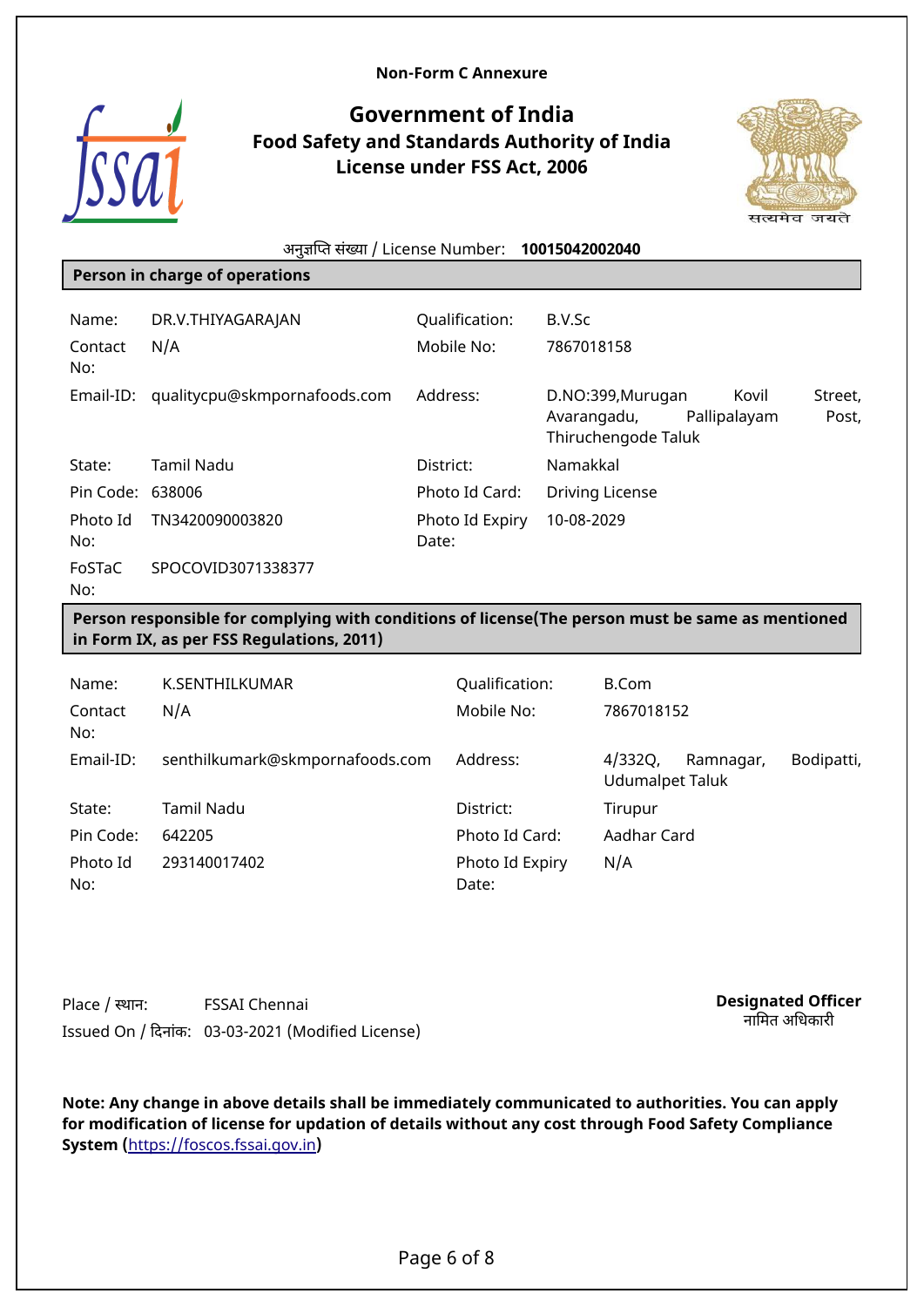**Non-Form C Annexure**

# Government of India

## Food Safety and Standards Authority of India

## License under FSS Act, 2006

अनुज्ञप्ति संख्या / License Number: **10015042002040**

### Person in charge of operations

| | | | |
|---|---|---|---|
| Name: | DR.V.THIYAGARAJAN | Qualification: | B.V.Sc |
| Contact No: | N/A | Mobile No: | 7867018158 |
| Email-ID: | qualitycpu@skmpornafoods.com | Address: | D.NO:399,Murugan Kovil Street, Avarangadu, Pallipalayam Post, Thiruchengode Taluk |
| State: | Tamil Nadu | District: | Namakkal |
| Pin Code: | 638006 | Photo Id Card: | Driving License |
| Photo Id No: | TN3420090003820 | Photo Id Expiry Date: | 10-08-2029 |
| FoSTaC No: | SPOCOVID3071338377 | | |

### Person responsible for complying with conditions of license(The person must be same as mentioned in Form IX, as per FSS Regulations, 2011)

| | | | |
|---|---|---|---|
| Name: | K.SENTHILKUMAR | Qualification: | B.Com |
| Contact No: | N/A | Mobile No: | 7867018152 |
| Email-ID: | senthilkumark@skmpornafoods.com | Address: | 4/332Q, Ramnagar, Bodipatti, Udumalpet Taluk |
| State: | Tamil Nadu | District: | Tirupur |
| Pin Code: | 642205 | Photo Id Card: | Aadhar Card |
| Photo Id No: | 293140017402 | Photo Id Expiry Date: | N/A |

Place / स्थान: FSSAI Chennai

Issued On / दिनांक: 03-03-2021 (Modified License)

**Designated Officer**
नामित अधिकारी

**Note: Any change in above details shall be immediately communicated to authorities. You can apply for modification of license for updation of details without any cost through Food Safety Compliance System ([https://foscos.fssai.gov.in](https://foscos.fssai.gov.in))**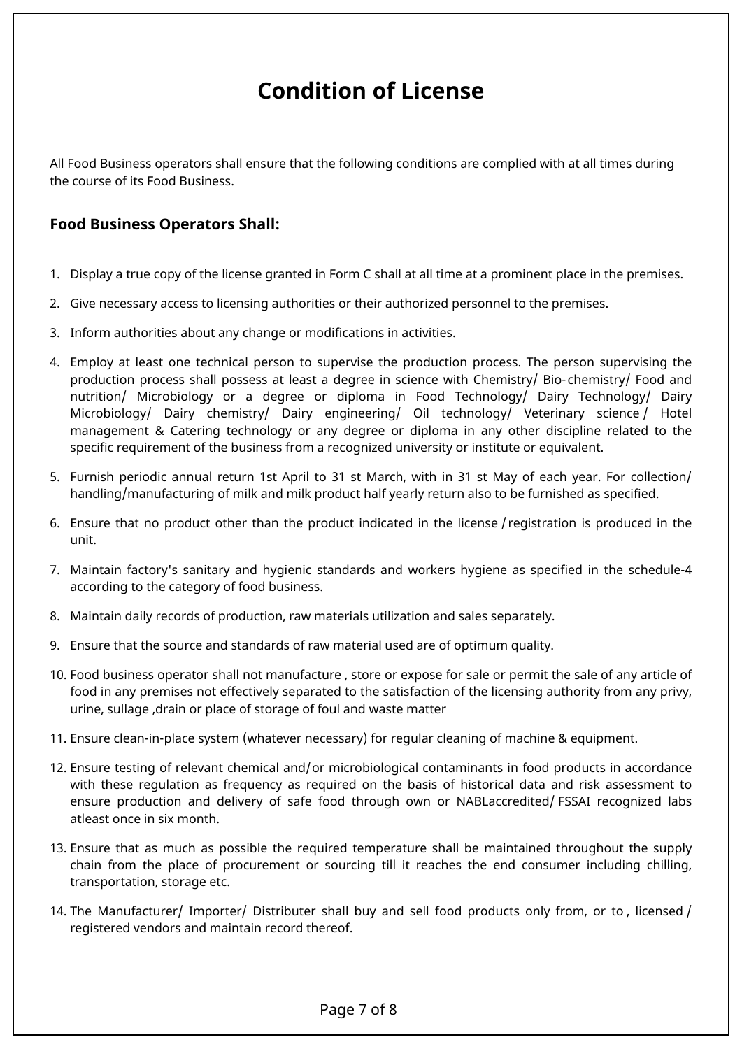# Condition of License

All Food Business operators shall ensure that the following conditions are complied with at all times during the course of its Food Business.

### Food Business Operators Shall:

1. Display a true copy of the license granted in Form C shall at all time at a prominent place in the premises.
2. Give necessary access to licensing authorities or their authorized personnel to the premises.
3. Inform authorities about any change or modifications in activities.
4. Employ at least one technical person to supervise the production process. The person supervising the production process shall possess at least a degree in science with Chemistry/ Bio-chemistry/ Food and nutrition/ Microbiology or a degree or diploma in Food Technology/ Dairy Technology/ Dairy Microbiology/ Dairy chemistry/ Dairy engineering/ Oil technology/ Veterinary science / Hotel management & Catering technology or any degree or diploma in any other discipline related to the specific requirement of the business from a recognized university or institute or equivalent.
5. Furnish periodic annual return 1st April to 31 st March, with in 31 st May of each year. For collection/ handling/manufacturing of milk and milk product half yearly return also to be furnished as specified.
6. Ensure that no product other than the product indicated in the license / registration is produced in the unit.
7. Maintain factory's sanitary and hygienic standards and workers hygiene as specified in the schedule-4 according to the category of food business.
8. Maintain daily records of production, raw materials utilization and sales separately.
9. Ensure that the source and standards of raw material used are of optimum quality.
10. Food business operator shall not manufacture , store or expose for sale or permit the sale of any article of food in any premises not effectively separated to the satisfaction of the licensing authority from any privy, urine, sullage ,drain or place of storage of foul and waste matter
11. Ensure clean-in-place system (whatever necessary) for regular cleaning of machine & equipment.
12. Ensure testing of relevant chemical and/or microbiological contaminants in food products in accordance with these regulation as frequency as required on the basis of historical data and risk assessment to ensure production and delivery of safe food through own or NABLaccredited/ FSSAI recognized labs atleast once in six month.
13. Ensure that as much as possible the required temperature shall be maintained throughout the supply chain from the place of procurement or sourcing till it reaches the end consumer including chilling, transportation, storage etc.
14. The Manufacturer/ Importer/ Distributer shall buy and sell food products only from, or to , licensed / registered vendors and maintain record thereof.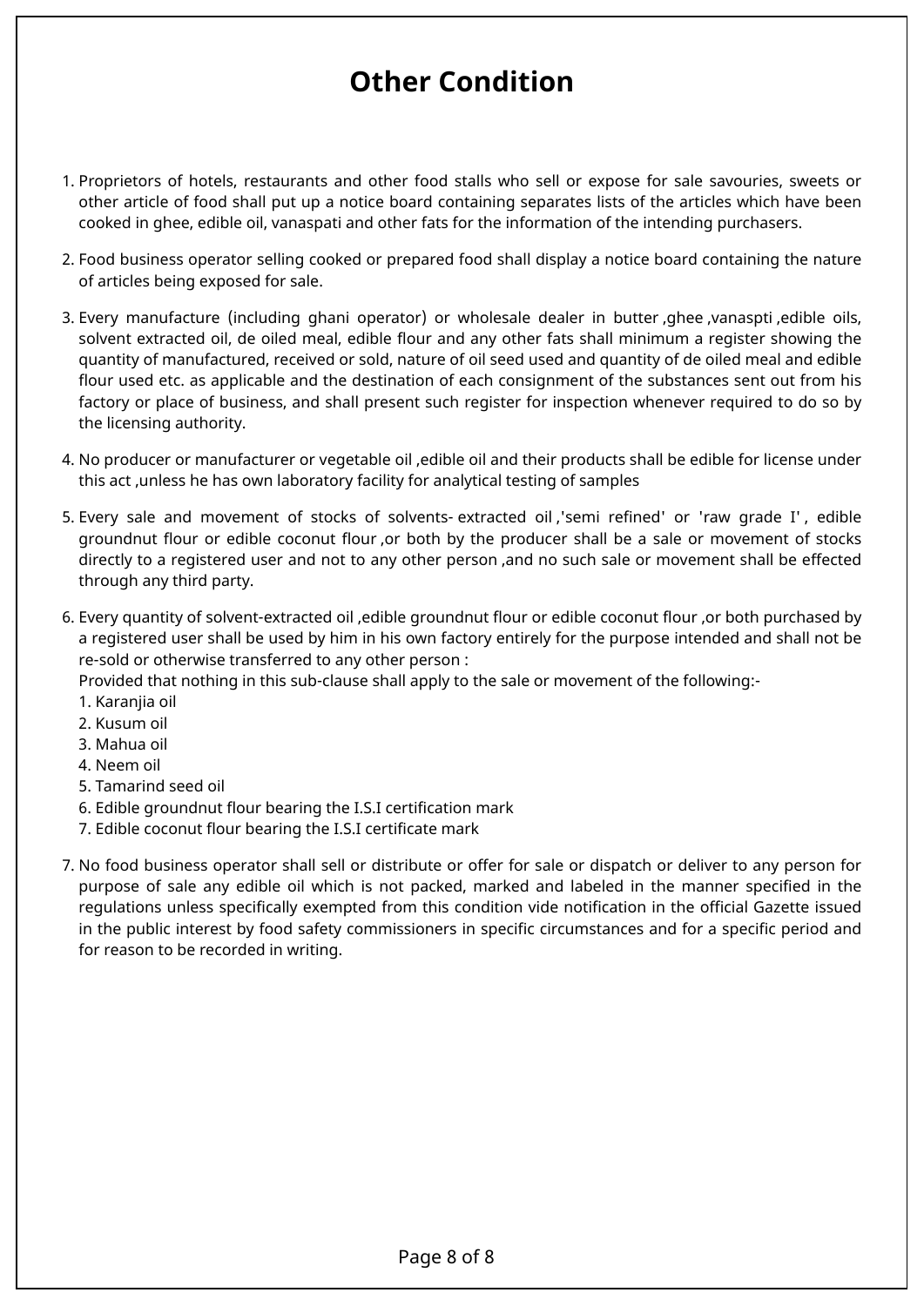# Other Condition

1. Proprietors of hotels, restaurants and other food stalls who sell or expose for sale savouries, sweets or other article of food shall put up a notice board containing separates lists of the articles which have been cooked in ghee, edible oil, vanaspati and other fats for the information of the intending purchasers.
2. Food business operator selling cooked or prepared food shall display a notice board containing the nature of articles being exposed for sale.
3. Every manufacture (including ghani operator) or wholesale dealer in butter ,ghee ,vanaspti ,edible oils, solvent extracted oil, de oiled meal, edible flour and any other fats shall minimum a register showing the quantity of manufactured, received or sold, nature of oil seed used and quantity of de oiled meal and edible flour used etc. as applicable and the destination of each consignment of the substances sent out from his factory or place of business, and shall present such register for inspection whenever required to do so by the licensing authority.
4. No producer or manufacturer or vegetable oil ,edible oil and their products shall be edible for license under this act ,unless he has own laboratory facility for analytical testing of samples
5. Every sale and movement of stocks of solvents- extracted oil ,'semi refined' or 'raw grade I' , edible groundnut flour or edible coconut flour ,or both by the producer shall be a sale or movement of stocks directly to a registered user and not to any other person ,and no such sale or movement shall be effected through any third party.
6. Every quantity of solvent-extracted oil ,edible groundnut flour or edible coconut flour ,or both purchased by a registered user shall be used by him in his own factory entirely for the purpose intended and shall not be re-sold or otherwise transferred to any other person :
   Provided that nothing in this sub-clause shall apply to the sale or movement of the following:-
   1. Karanjia oil
   2. Kusum oil
   3. Mahua oil
   4. Neem oil
   5. Tamarind seed oil
   6. Edible groundnut flour bearing the I.S.I certification mark
   7. Edible coconut flour bearing the I.S.I certificate mark
7. No food business operator shall sell or distribute or offer for sale or dispatch or deliver to any person for purpose of sale any edible oil which is not packed, marked and labeled in the manner specified in the regulations unless specifically exempted from this condition vide notification in the official Gazette issued in the public interest by food safety commissioners in specific circumstances and for a specific period and for reason to be recorded in writing.